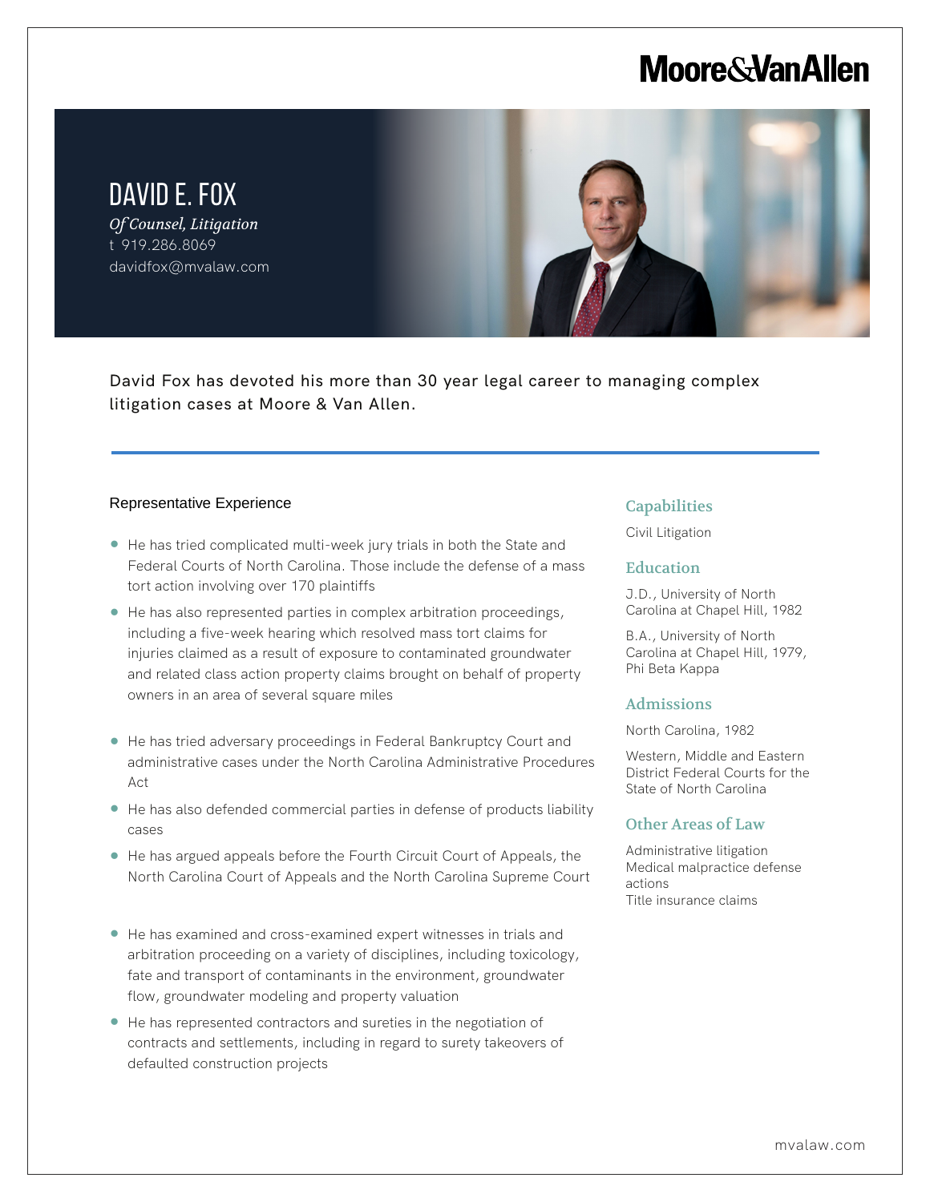# DAVID E. FOX

*Of Counsel, Litigation*

t 919.286.8069

davidfox@mvalaw.com

David Fox has devoted his more than 30 year legal career to managing complex litigation cases at Moore & Van Allen.

## Representative Experience

- He has tried complicated multi-week jury trials in both the State and Federal Courts of North Carolina. Those include the defense of a mass tort action involving over 170 plaintiffs
- He has also represented parties in complex arbitration proceedings, including a five-week hearing which resolved mass tort claims for injuries claimed as a result of exposure to contaminated groundwater and related class action property claims brought on behalf of property owners in an area of several square miles
- He has tried adversary proceedings in Federal Bankruptcy Court and administrative cases under the North Carolina Administrative Procedures Act
- He has also defended commercial parties in defense of products liability cases
- He has argued appeals before the Fourth Circuit Court of Appeals, the North Carolina Court of Appeals and the North Carolina Supreme Court
- He has examined and cross-examined expert witnesses in trials and arbitration proceeding on a variety of disciplines, including toxicology, fate and transport of contaminants in the environment, groundwater flow, groundwater modeling and property valuation
- He has represented contractors and sureties in the negotiation of contracts and settlements, including in regard to surety takeovers of defaulted construction projects

## Capabilities

Civil Litigation

## Education

J.D., University of North Carolina at Chapel Hill, 1982

B.A., University of North Carolina at Chapel Hill, 1979, Phi Beta Kappa

## Admissions

North Carolina, 1982

Western, Middle and Eastern District Federal Courts for the State of North Carolina

## Other Areas of Law

Administrative litigation

Medical malpractice defense actions

Title insurance claims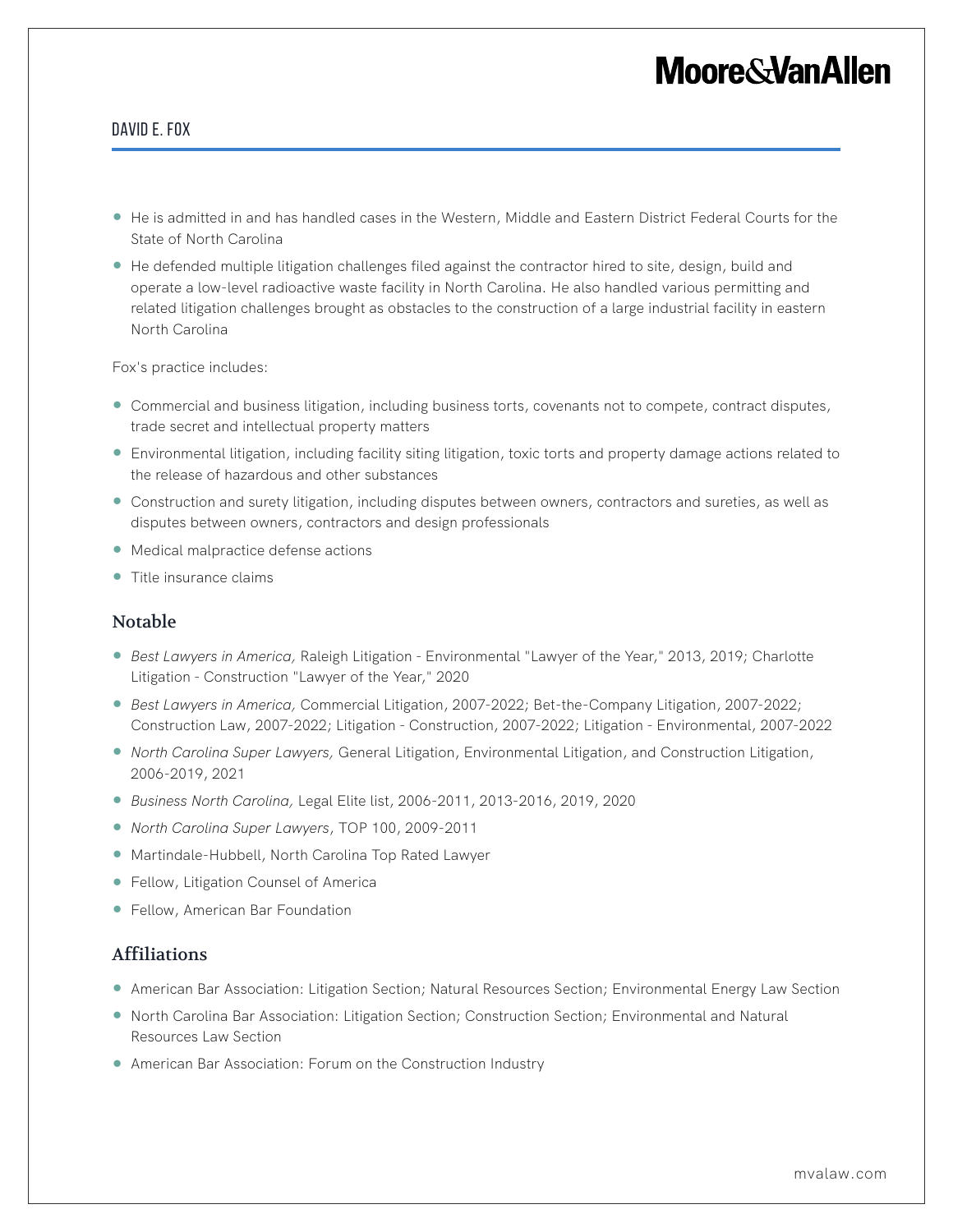- He is admitted in and has handled cases in the Western, Middle and Eastern District Federal Courts for the State of North Carolina
- He defended multiple litigation challenges filed against the contractor hired to site, design, build and operate a low-level radioactive waste facility in North Carolina. He also handled various permitting and related litigation challenges brought as obstacles to the construction of a large industrial facility in eastern North Carolina

Fox's practice includes:

- Commercial and business litigation, including business torts, covenants not to compete, contract disputes, trade secret and intellectual property matters
- Environmental litigation, including facility siting litigation, toxic torts and property damage actions related to the release of hazardous and other substances
- Construction and surety litigation, including disputes between owners, contractors and sureties, as well as disputes between owners, contractors and design professionals
- Medical malpractice defense actions
- Title insurance claims

## Notable

- *Best Lawyers in America,* Raleigh Litigation - Environmental "Lawyer of the Year," 2013, 2019; Charlotte Litigation - Construction "Lawyer of the Year," 2020
- *Best Lawyers in America,* Commercial Litigation, 2007-2022; Bet-the-Company Litigation, 2007-2022; Construction Law, 2007-2022; Litigation - Construction, 2007-2022; Litigation - Environmental, 2007-2022
- *North Carolina Super Lawyers,* General Litigation, Environmental Litigation, and Construction Litigation, 2006-2019, 2021
- *Business North Carolina,* Legal Elite list, 2006-2011, 2013-2016, 2019, 2020
- *North Carolina Super Lawyers*, TOP 100, 2009-2011
- Martindale-Hubbell, North Carolina Top Rated Lawyer
- Fellow, Litigation Counsel of America
- Fellow, American Bar Foundation

## Affiliations

- American Bar Association: Litigation Section; Natural Resources Section; Environmental Energy Law Section
- North Carolina Bar Association: Litigation Section; Construction Section; Environmental and Natural Resources Law Section
- American Bar Association: Forum on the Construction Industry